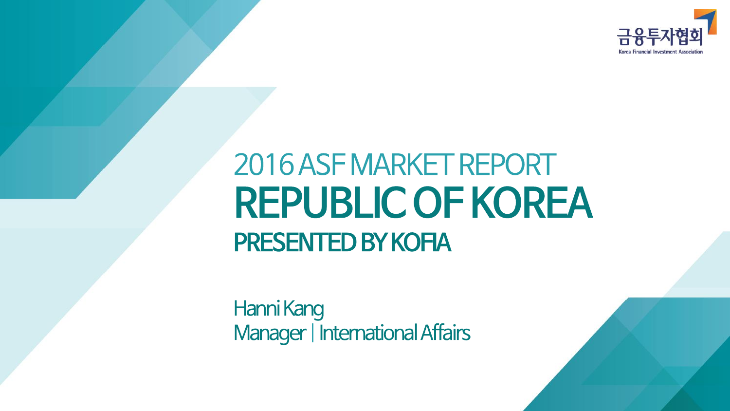금융투자협회
Korea Financial Investment Association

# 2016 ASF MARKET REPORT

# REPUBLIC OF KOREA

## PRESENTED BY KOFIA

Hanni Kang
Manager | International Affairs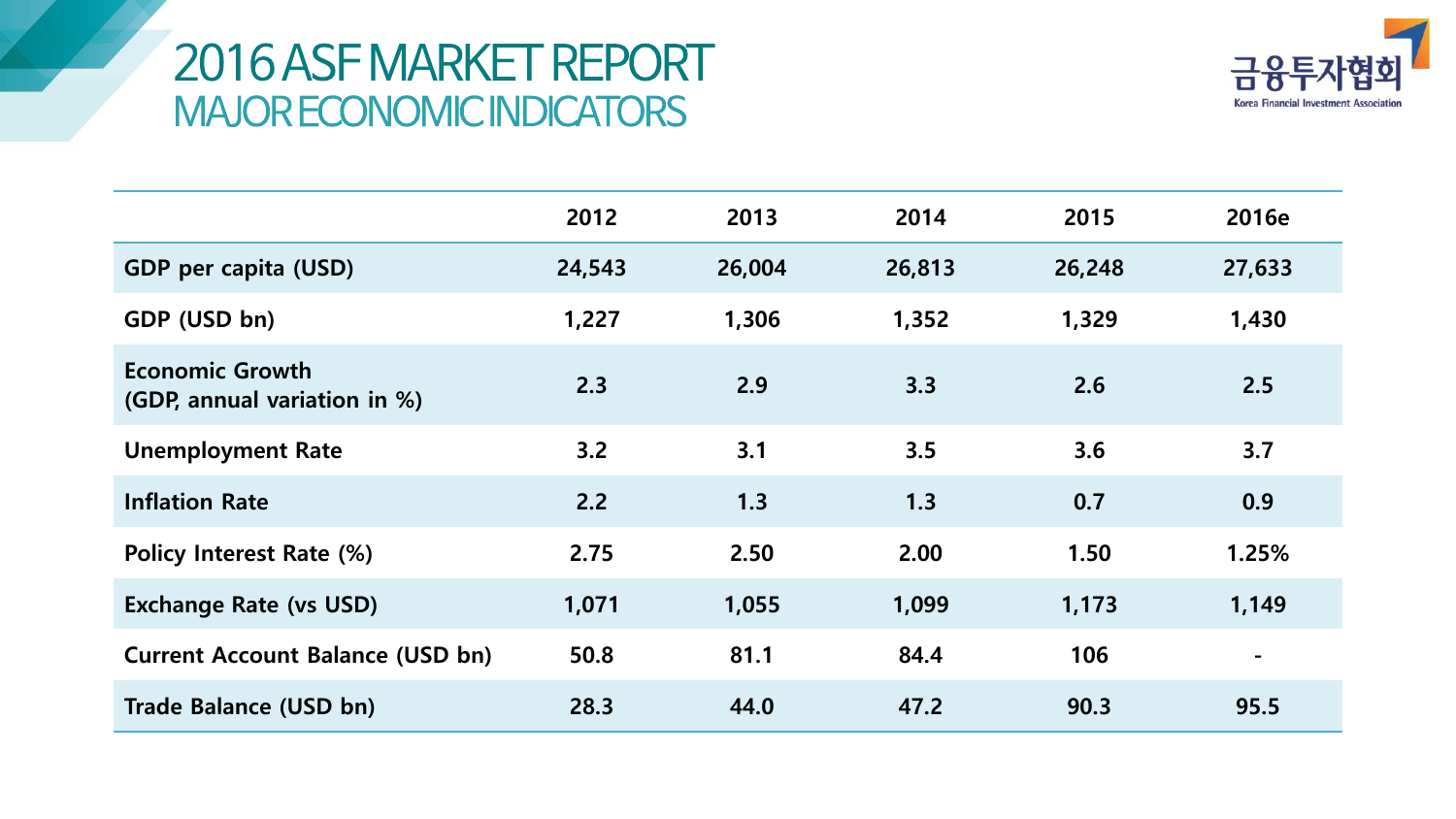# 2016 ASF MARKET REPORT

## MAJOR ECONOMIC INDICATORS

금융투자협회
Korea Financial Investment Association

| | 2012 | 2013 | 2014 | 2015 | 2016e |
|---|---|---|---|---|---|
| GDP per capita (USD) | 24,543 | 26,004 | 26,813 | 26,248 | 27,633 |
| GDP (USD bn) | 1,227 | 1,306 | 1,352 | 1,329 | 1,430 |
| Economic Growth (GDP, annual variation in %) | 2.3 | 2.9 | 3.3 | 2.6 | 2.5 |
| Unemployment Rate | 3.2 | 3.1 | 3.5 | 3.6 | 3.7 |
| Inflation Rate | 2.2 | 1.3 | 1.3 | 0.7 | 0.9 |
| Policy Interest Rate (%) | 2.75 | 2.50 | 2.00 | 1.50 | 1.25% |
| Exchange Rate (vs USD) | 1,071 | 1,055 | 1,099 | 1,173 | 1,149 |
| Current Account Balance (USD bn) | 50.8 | 81.1 | 84.4 | 106 | - |
| Trade Balance (USD bn) | 28.3 | 44.0 | 47.2 | 90.3 | 95.5 |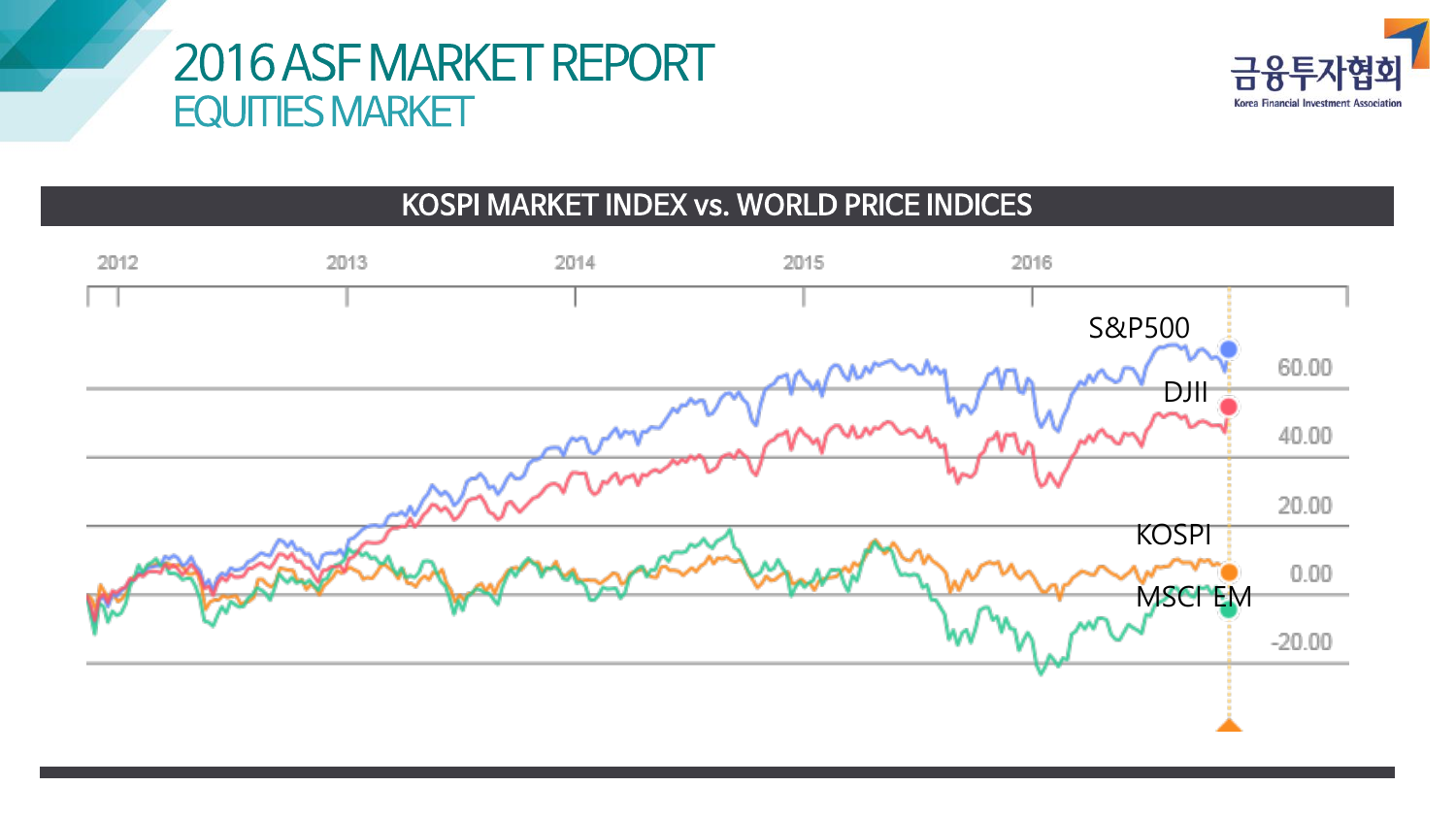# 2016 ASF MARKET REPORT

## EQUITIES MARKET

금융투자협회
Korea Financial Investment Association

### KOSPI MARKET INDEX vs. WORLD PRICE INDICES

2012
2013
2014
2015
2016

S&P500
DJII
KOSPI
MSCI EM

60.00
40.00
20.00
0.00
-20.00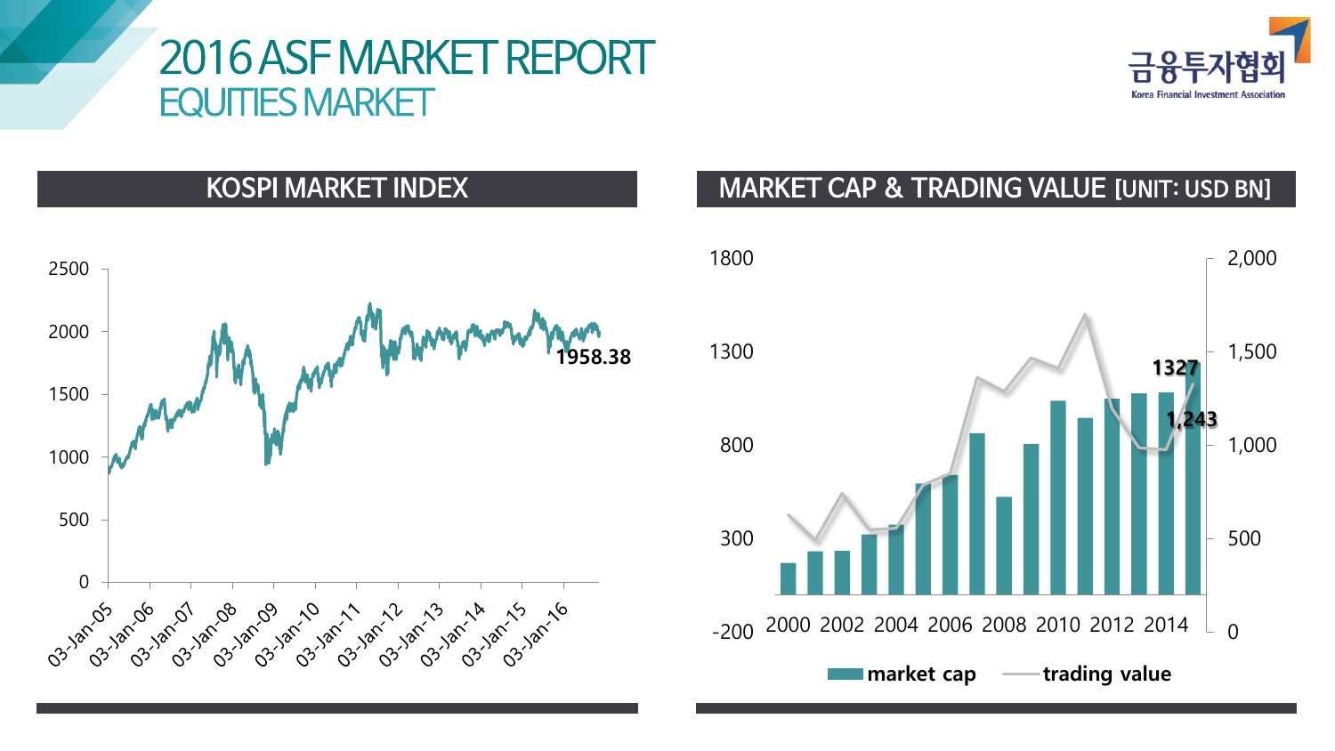# 2016 ASF MARKET REPORT

## EQUITIES MARKET

금융투자협회

Korea Financial Investment Association

### KOSPI MARKET INDEX

2500
2000
1500
1000
500
0

1958.38

03-Jan-05, 03-Jan-06, 03-Jan-07, 03-Jan-08, 03-Jan-09, 03-Jan-10, 03-Jan-11, 03-Jan-12, 03-Jan-13, 03-Jan-14, 03-Jan-15, 03-Jan-16

### MARKET CAP & TRADING VALUE [UNIT: USD BN]

1800
1300
800
300
-200

2,000
1,500
1,000
500
0

1327

1,243

2000 2002 2004 2006 2008 2010 2012 2014

market cap — trading value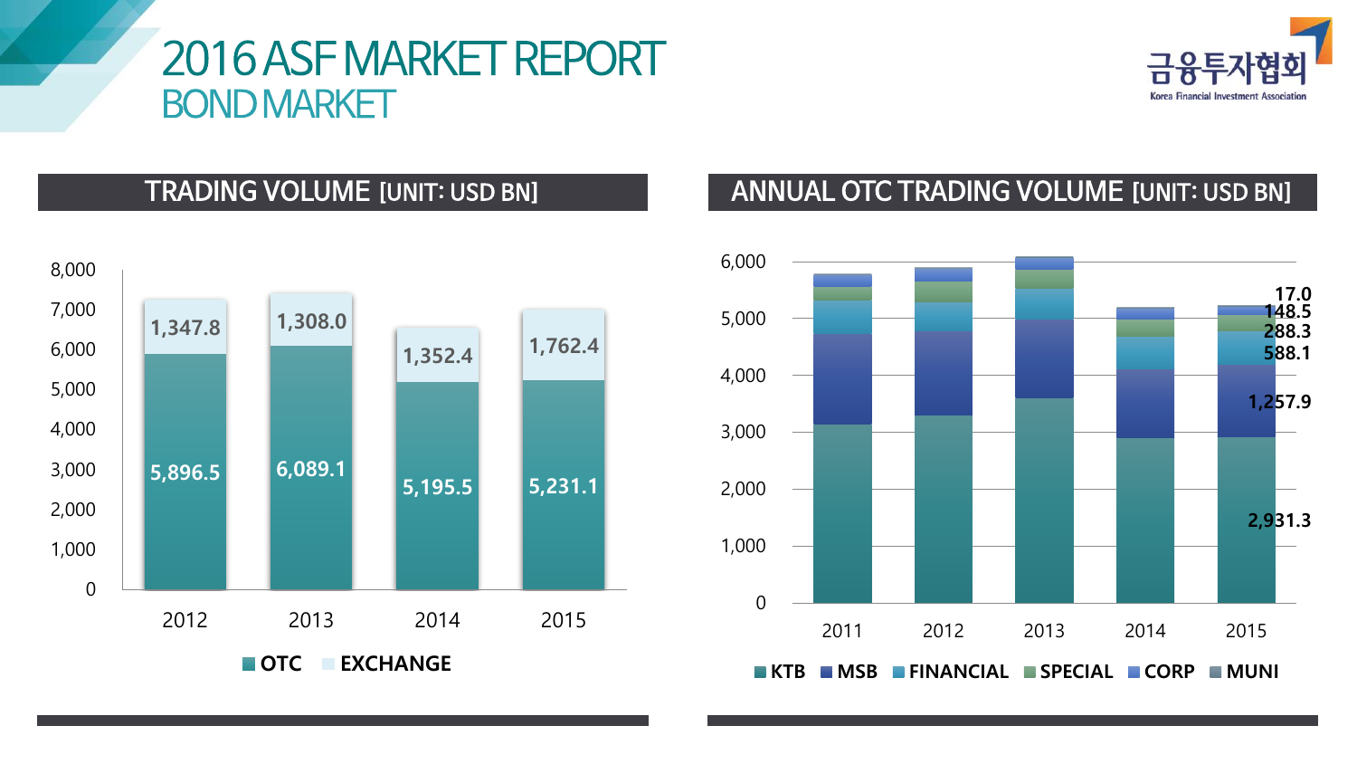# 2016 ASF MARKET REPORT

## BOND MARKET

금융투자협회

Korea Financial Investment Association

### TRADING VOLUME [UNIT: USD BN]

8,000
7,000
6,000
5,000
4,000
3,000
2,000
1,000
0

2012: 1,347.8; 5,896.5
2013: 1,308.0; 6,089.1
2014: 1,352.4; 5,195.5
2015: 1,762.4; 5,231.1

OTC EXCHANGE

### ANNUAL OTC TRADING VOLUME [UNIT: USD BN]

6,000
5,000
4,000
3,000
2,000
1,000
0

2011 2012 2013 2014 2015

17.0
148.5
288.3
588.1
1,257.9
2,931.3

KTB MSB FINANCIAL SPECIAL CORP MUNI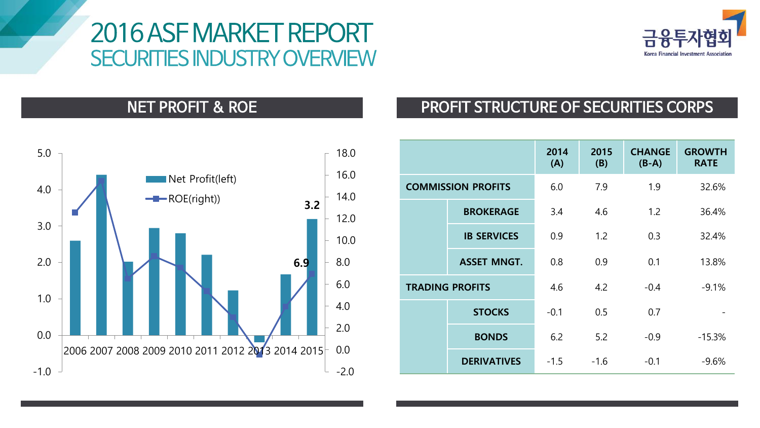# 2016 ASF MARKET REPORT
## SECURITIES INDUSTRY OVERVIEW

금융투자협회
Korea Financial Investment Association

## NET PROFIT & ROE

5.0
4.0
3.0
2.0
1.0
0.0
-1.0

18.0
16.0
14.0
12.0
10.0
8.0
6.0
4.0
2.0
0.0
-2.0

Net Profit(left)
ROE(right))

3.2
6.9

2006 2007 2008 2009 2010 2011 2012 2013 2014 2015

## PROFIT STRUCTURE OF SECURITIES CORPS

| | | 2014 (A) | 2015 (B) | CHANGE (B-A) | GROWTH RATE |
|---|---|---|---|---|---|
| **COMMISSION PROFITS** | | 6.0 | 7.9 | 1.9 | 32.6% |
| | **BROKERAGE** | 3.4 | 4.6 | 1.2 | 36.4% |
| | **IB SERVICES** | 0.9 | 1.2 | 0.3 | 32.4% |
| | **ASSET MNGT.** | 0.8 | 0.9 | 0.1 | 13.8% |
| **TRADING PROFITS** | | 4.6 | 4.2 | -0.4 | -9.1% |
| | **STOCKS** | -0.1 | 0.5 | 0.7 | - |
| | **BONDS** | 6.2 | 5.2 | -0.9 | -15.3% |
| | **DERIVATIVES** | -1.5 | -1.6 | -0.1 | -9.6% |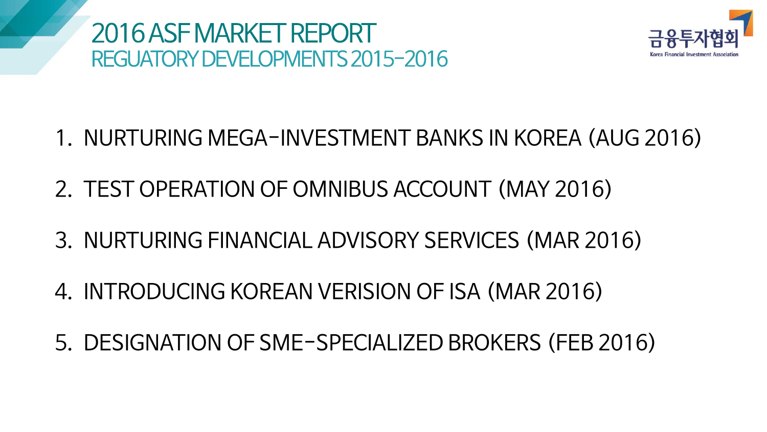# 2016 ASF MARKET REPORT

## REGUATORY DEVELOPMENTS 2015-2016

금융투자협회

Korea Financial Investment Association

1. NURTURING MEGA-INVESTMENT BANKS IN KOREA (AUG 2016)
2. TEST OPERATION OF OMNIBUS ACCOUNT (MAY 2016)
3. NURTURING FINANCIAL ADVISORY SERVICES (MAR 2016)
4. INTRODUCING KOREAN VERISION OF ISA (MAR 2016)
5. DESIGNATION OF SME-SPECIALIZED BROKERS (FEB 2016)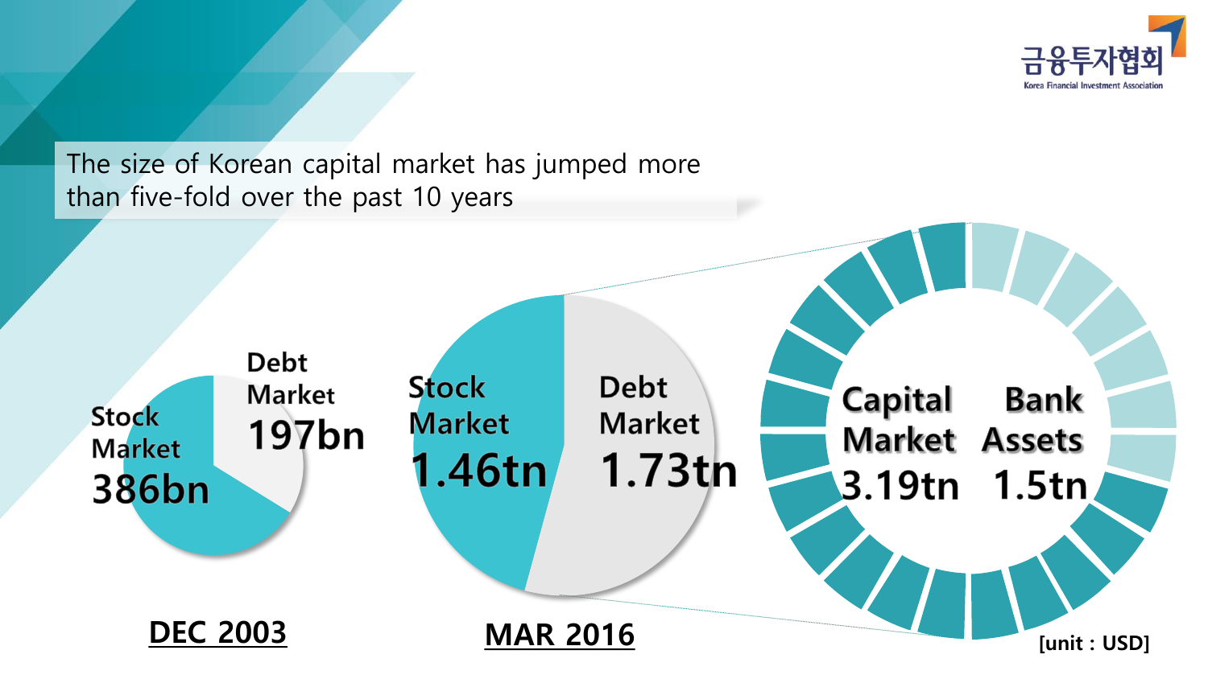The size of Korean capital market has jumped more than five-fold over the past 10 years

Stock Market 386bn

Debt Market 197bn

DEC 2003

Stock Market 1.46tn

Debt Market 1.73tn

MAR 2016

Capital Market 3.19tn

Bank Assets 1.5tn

[unit : USD]